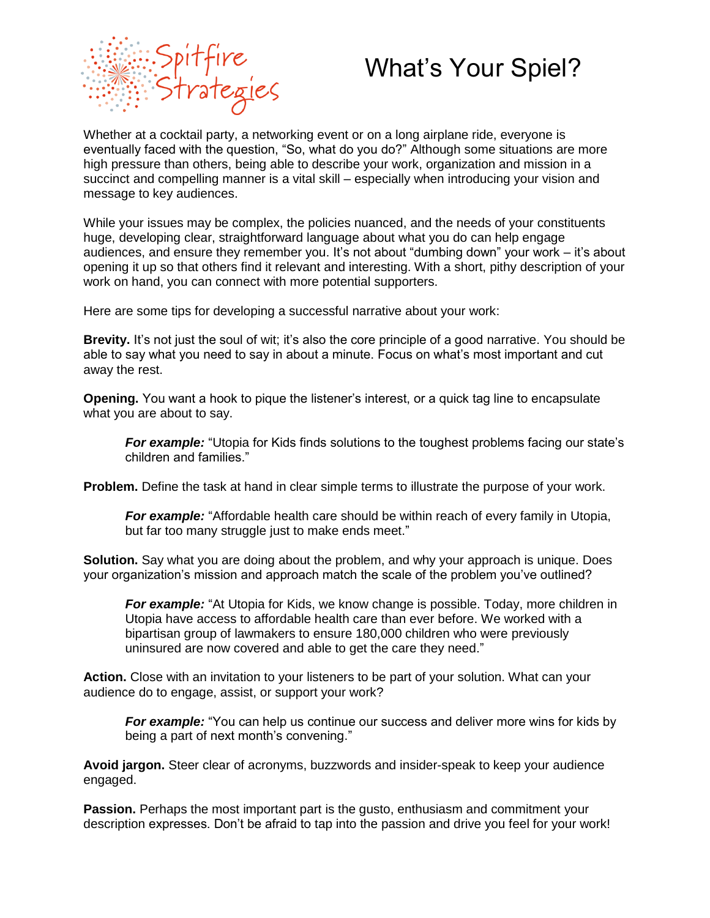# What's Your Spiel?

Whether at a cocktail party, a networking event or on a long airplane ride, everyone is eventually faced with the question, "So, what do you do?" Although some situations are more high pressure than others, being able to describe your work, organization and mission in a succinct and compelling manner is a vital skill – especially when introducing your vision and message to key audiences.

While your issues may be complex, the policies nuanced, and the needs of your constituents huge, developing clear, straightforward language about what you do can help engage audiences, and ensure they remember you. It's not about "dumbing down" your work – it's about opening it up so that others find it relevant and interesting. With a short, pithy description of your work on hand, you can connect with more potential supporters.

Here are some tips for developing a successful narrative about your work:

**Brevity.** It's not just the soul of wit; it's also the core principle of a good narrative. You should be able to say what you need to say in about a minute. Focus on what's most important and cut away the rest.

**Opening.** You want a hook to pique the listener's interest, or a quick tag line to encapsulate what you are about to say.

> ***For example:*** "Utopia for Kids finds solutions to the toughest problems facing our state's children and families."

**Problem.** Define the task at hand in clear simple terms to illustrate the purpose of your work.

> ***For example:*** "Affordable health care should be within reach of every family in Utopia, but far too many struggle just to make ends meet."

**Solution.** Say what you are doing about the problem, and why your approach is unique. Does your organization's mission and approach match the scale of the problem you've outlined?

> ***For example:*** "At Utopia for Kids, we know change is possible. Today, more children in Utopia have access to affordable health care than ever before. We worked with a bipartisan group of lawmakers to ensure 180,000 children who were previously uninsured are now covered and able to get the care they need."

**Action.** Close with an invitation to your listeners to be part of your solution. What can your audience do to engage, assist, or support your work?

> ***For example:*** "You can help us continue our success and deliver more wins for kids by being a part of next month's convening."

**Avoid jargon.** Steer clear of acronyms, buzzwords and insider-speak to keep your audience engaged.

**Passion.** Perhaps the most important part is the gusto, enthusiasm and commitment your description expresses. Don't be afraid to tap into the passion and drive you feel for your work!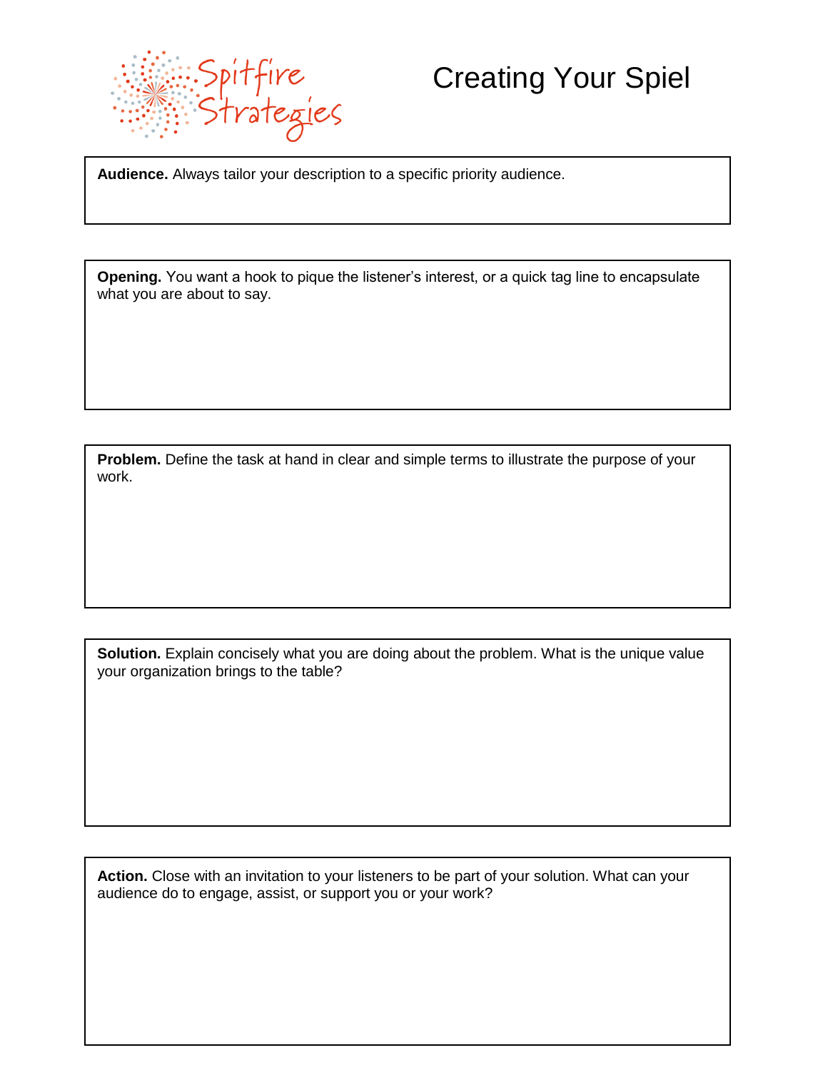Spitfire Strategies

# Creating Your Spiel

**Audience.** Always tailor your description to a specific priority audience.

**Opening.** You want a hook to pique the listener's interest, or a quick tag line to encapsulate what you are about to say.

**Problem.** Define the task at hand in clear and simple terms to illustrate the purpose of your work.

**Solution.** Explain concisely what you are doing about the problem. What is the unique value your organization brings to the table?

**Action.** Close with an invitation to your listeners to be part of your solution. What can your audience do to engage, assist, or support you or your work?